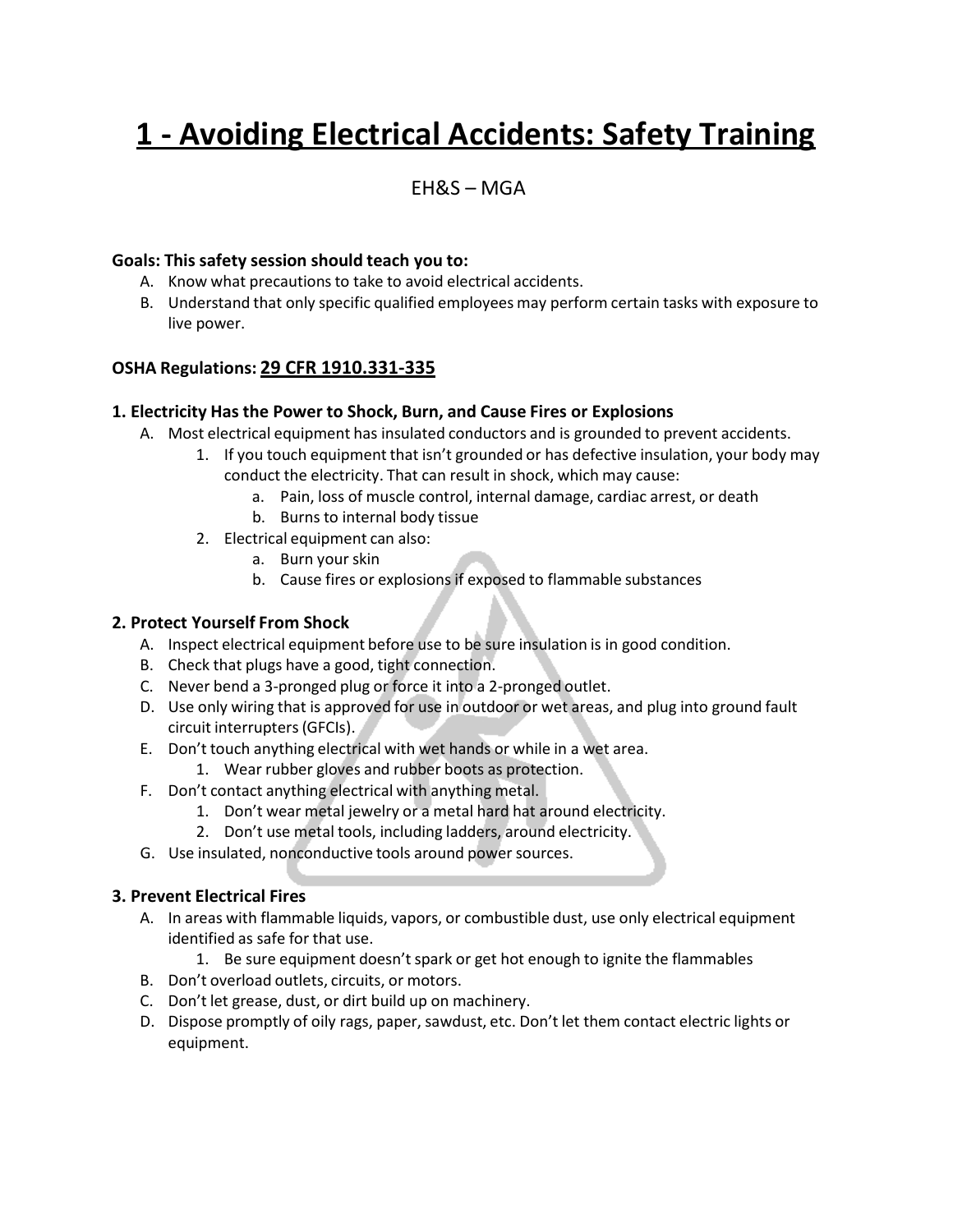# 1 - Avoiding Electrical Accidents: Safety Training

EH&S – MGA

**Goals: This safety session should teach you to:**

A. Know what precautions to take to avoid electrical accidents.
B. Understand that only specific qualified employees may perform certain tasks with exposure to live power.

**OSHA Regulations: 29 CFR 1910.331-335**

### 1. Electricity Has the Power to Shock, Burn, and Cause Fires or Explosions

A. Most electrical equipment has insulated conductors and is grounded to prevent accidents.
   1. If you touch equipment that isn't grounded or has defective insulation, your body may conduct the electricity. That can result in shock, which may cause:
      a. Pain, loss of muscle control, internal damage, cardiac arrest, or death
      b. Burns to internal body tissue
   2. Electrical equipment can also:
      a. Burn your skin
      b. Cause fires or explosions if exposed to flammable substances

### 2. Protect Yourself From Shock

A. Inspect electrical equipment before use to be sure insulation is in good condition.
B. Check that plugs have a good, tight connection.
C. Never bend a 3-pronged plug or force it into a 2-pronged outlet.
D. Use only wiring that is approved for use in outdoor or wet areas, and plug into ground fault circuit interrupters (GFCIs).
E. Don't touch anything electrical with wet hands or while in a wet area.
   1. Wear rubber gloves and rubber boots as protection.
F. Don't contact anything electrical with anything metal.
   1. Don't wear metal jewelry or a metal hard hat around electricity.
   2. Don't use metal tools, including ladders, around electricity.
G. Use insulated, nonconductive tools around power sources.

### 3. Prevent Electrical Fires

A. In areas with flammable liquids, vapors, or combustible dust, use only electrical equipment identified as safe for that use.
   1. Be sure equipment doesn't spark or get hot enough to ignite the flammables
B. Don't overload outlets, circuits, or motors.
C. Don't let grease, dust, or dirt build up on machinery.
D. Dispose promptly of oily rags, paper, sawdust, etc. Don't let them contact electric lights or equipment.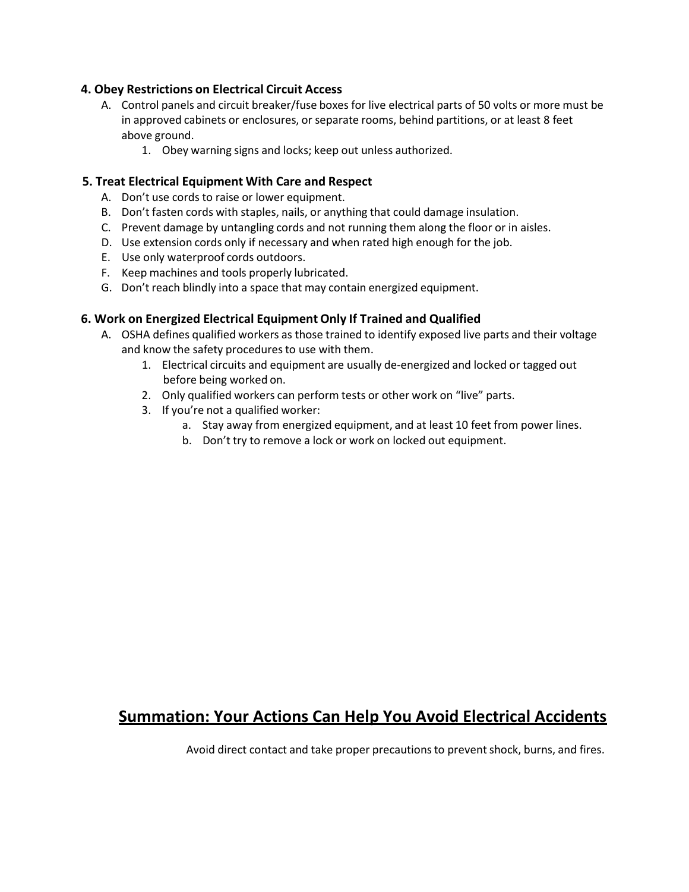### 4. Obey Restrictions on Electrical Circuit Access

A. Control panels and circuit breaker/fuse boxes for live electrical parts of 50 volts or more must be in approved cabinets or enclosures, or separate rooms, behind partitions, or at least 8 feet above ground.
   1. Obey warning signs and locks; keep out unless authorized.

### 5. Treat Electrical Equipment With Care and Respect

A. Don't use cords to raise or lower equipment.
B. Don't fasten cords with staples, nails, or anything that could damage insulation.
C. Prevent damage by untangling cords and not running them along the floor or in aisles.
D. Use extension cords only if necessary and when rated high enough for the job.
E. Use only waterproof cords outdoors.
F. Keep machines and tools properly lubricated.
G. Don't reach blindly into a space that may contain energized equipment.

### 6. Work on Energized Electrical Equipment Only If Trained and Qualified

A. OSHA defines qualified workers as those trained to identify exposed live parts and their voltage and know the safety procedures to use with them.
   1. Electrical circuits and equipment are usually de-energized and locked or tagged out before being worked on.
   2. Only qualified workers can perform tests or other work on "live" parts.
   3. If you're not a qualified worker:
      a. Stay away from energized equipment, and at least 10 feet from power lines.
      b. Don't try to remove a lock or work on locked out equipment.

## Summation: Your Actions Can Help You Avoid Electrical Accidents

Avoid direct contact and take proper precautions to prevent shock, burns, and fires.